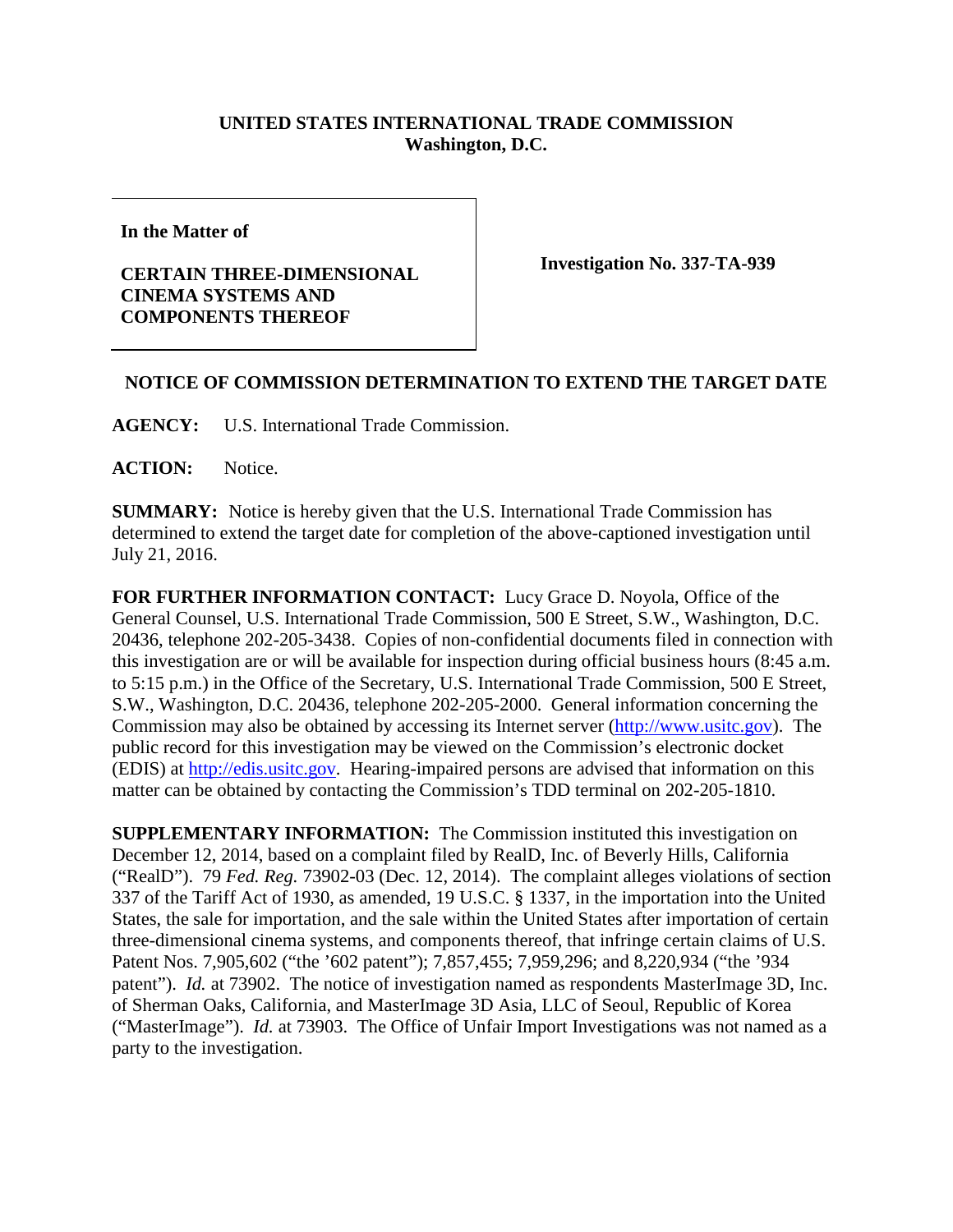**UNITED STATES INTERNATIONAL TRADE COMMISSION**
**Washington, D.C.**

| In the Matter of<br><br>**CERTAIN THREE-DIMENSIONAL CINEMA SYSTEMS AND COMPONENTS THEREOF** | **Investigation No. 337-TA-939** |
|---|---|

## NOTICE OF COMMISSION DETERMINATION TO EXTEND THE TARGET DATE

**AGENCY:** U.S. International Trade Commission.

**ACTION:** Notice.

**SUMMARY:** Notice is hereby given that the U.S. International Trade Commission has determined to extend the target date for completion of the above-captioned investigation until July 21, 2016.

**FOR FURTHER INFORMATION CONTACT:** Lucy Grace D. Noyola, Office of the General Counsel, U.S. International Trade Commission, 500 E Street, S.W., Washington, D.C. 20436, telephone 202-205-3438. Copies of non-confidential documents filed in connection with this investigation are or will be available for inspection during official business hours (8:45 a.m. to 5:15 p.m.) in the Office of the Secretary, U.S. International Trade Commission, 500 E Street, S.W., Washington, D.C. 20436, telephone 202-205-2000. General information concerning the Commission may also be obtained by accessing its Internet server (http://www.usitc.gov). The public record for this investigation may be viewed on the Commission's electronic docket (EDIS) at http://edis.usitc.gov. Hearing-impaired persons are advised that information on this matter can be obtained by contacting the Commission's TDD terminal on 202-205-1810.

**SUPPLEMENTARY INFORMATION:** The Commission instituted this investigation on December 12, 2014, based on a complaint filed by RealD, Inc. of Beverly Hills, California ("RealD"). 79 *Fed. Reg.* 73902-03 (Dec. 12, 2014). The complaint alleges violations of section 337 of the Tariff Act of 1930, as amended, 19 U.S.C. § 1337, in the importation into the United States, the sale for importation, and the sale within the United States after importation of certain three-dimensional cinema systems, and components thereof, that infringe certain claims of U.S. Patent Nos. 7,905,602 ("the '602 patent"); 7,857,455; 7,959,296; and 8,220,934 ("the '934 patent"). *Id.* at 73902. The notice of investigation named as respondents MasterImage 3D, Inc. of Sherman Oaks, California, and MasterImage 3D Asia, LLC of Seoul, Republic of Korea ("MasterImage"). *Id.* at 73903. The Office of Unfair Import Investigations was not named as a party to the investigation.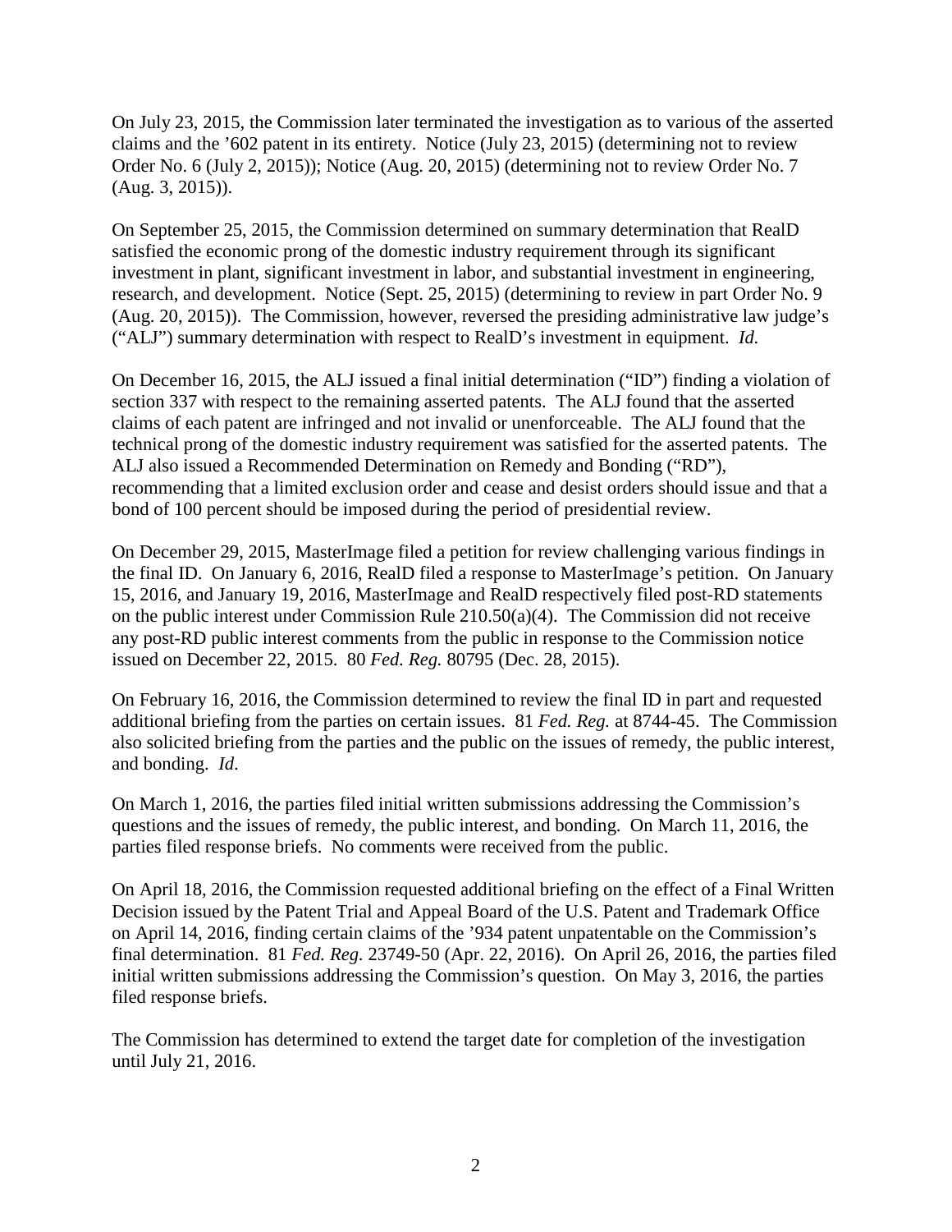On July 23, 2015, the Commission later terminated the investigation as to various of the asserted claims and the '602 patent in its entirety. Notice (July 23, 2015) (determining not to review Order No. 6 (July 2, 2015)); Notice (Aug. 20, 2015) (determining not to review Order No. 7 (Aug. 3, 2015)).

On September 25, 2015, the Commission determined on summary determination that RealD satisfied the economic prong of the domestic industry requirement through its significant investment in plant, significant investment in labor, and substantial investment in engineering, research, and development. Notice (Sept. 25, 2015) (determining to review in part Order No. 9 (Aug. 20, 2015)). The Commission, however, reversed the presiding administrative law judge's ("ALJ") summary determination with respect to RealD's investment in equipment. *Id.*

On December 16, 2015, the ALJ issued a final initial determination ("ID") finding a violation of section 337 with respect to the remaining asserted patents. The ALJ found that the asserted claims of each patent are infringed and not invalid or unenforceable. The ALJ found that the technical prong of the domestic industry requirement was satisfied for the asserted patents. The ALJ also issued a Recommended Determination on Remedy and Bonding ("RD"), recommending that a limited exclusion order and cease and desist orders should issue and that a bond of 100 percent should be imposed during the period of presidential review.

On December 29, 2015, MasterImage filed a petition for review challenging various findings in the final ID. On January 6, 2016, RealD filed a response to MasterImage's petition. On January 15, 2016, and January 19, 2016, MasterImage and RealD respectively filed post-RD statements on the public interest under Commission Rule 210.50(a)(4). The Commission did not receive any post-RD public interest comments from the public in response to the Commission notice issued on December 22, 2015. 80 *Fed. Reg.* 80795 (Dec. 28, 2015).

On February 16, 2016, the Commission determined to review the final ID in part and requested additional briefing from the parties on certain issues. 81 *Fed. Reg.* at 8744-45. The Commission also solicited briefing from the parties and the public on the issues of remedy, the public interest, and bonding. *Id.*

On March 1, 2016, the parties filed initial written submissions addressing the Commission's questions and the issues of remedy, the public interest, and bonding. On March 11, 2016, the parties filed response briefs. No comments were received from the public.

On April 18, 2016, the Commission requested additional briefing on the effect of a Final Written Decision issued by the Patent Trial and Appeal Board of the U.S. Patent and Trademark Office on April 14, 2016, finding certain claims of the '934 patent unpatentable on the Commission's final determination. 81 *Fed. Reg.* 23749-50 (Apr. 22, 2016). On April 26, 2016, the parties filed initial written submissions addressing the Commission's question. On May 3, 2016, the parties filed response briefs.

The Commission has determined to extend the target date for completion of the investigation until July 21, 2016.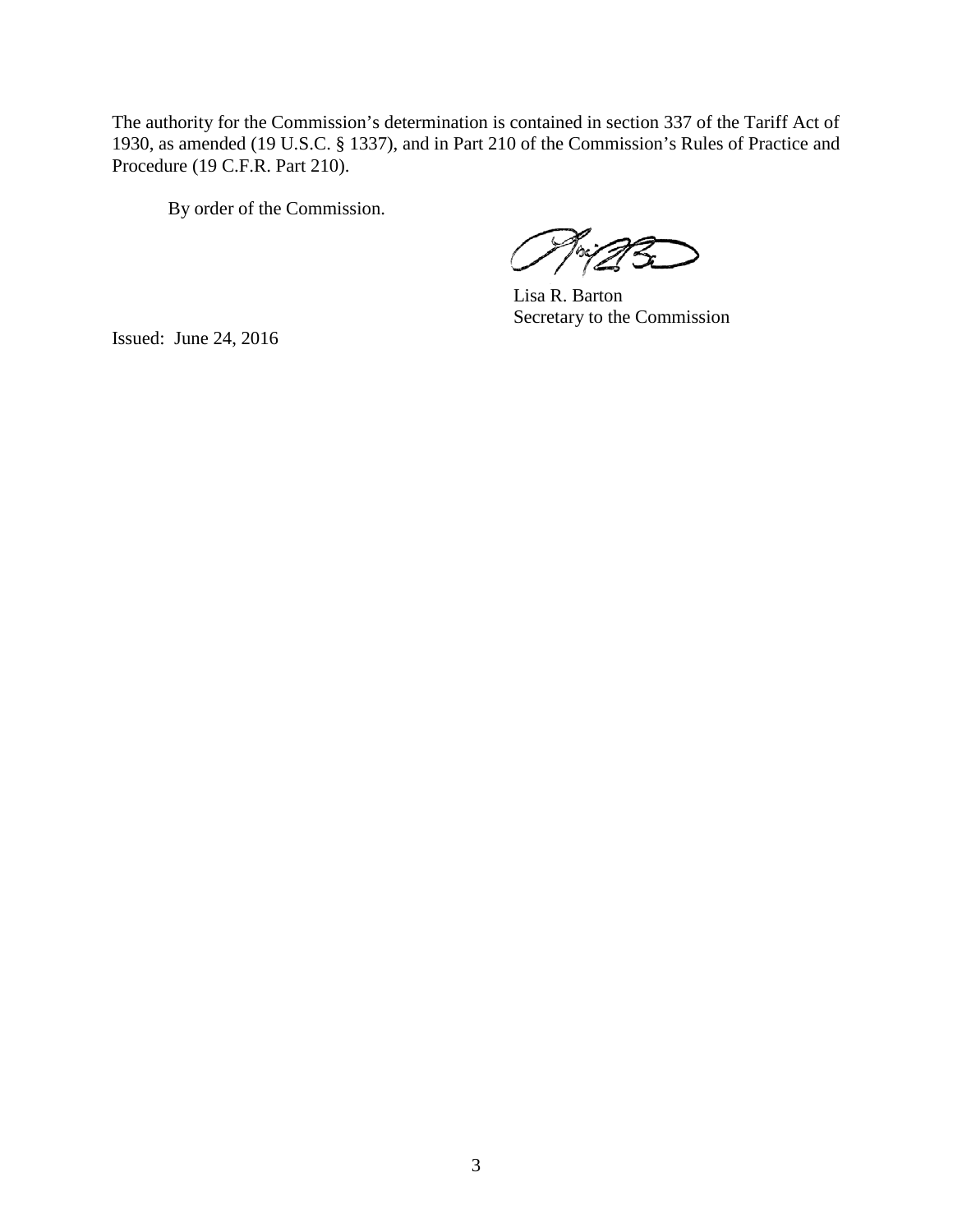The authority for the Commission's determination is contained in section 337 of the Tariff Act of 1930, as amended (19 U.S.C. § 1337), and in Part 210 of the Commission's Rules of Practice and Procedure (19 C.F.R. Part 210).

By order of the Commission.

Lisa R. Barton
Secretary to the Commission

Issued: June 24, 2016